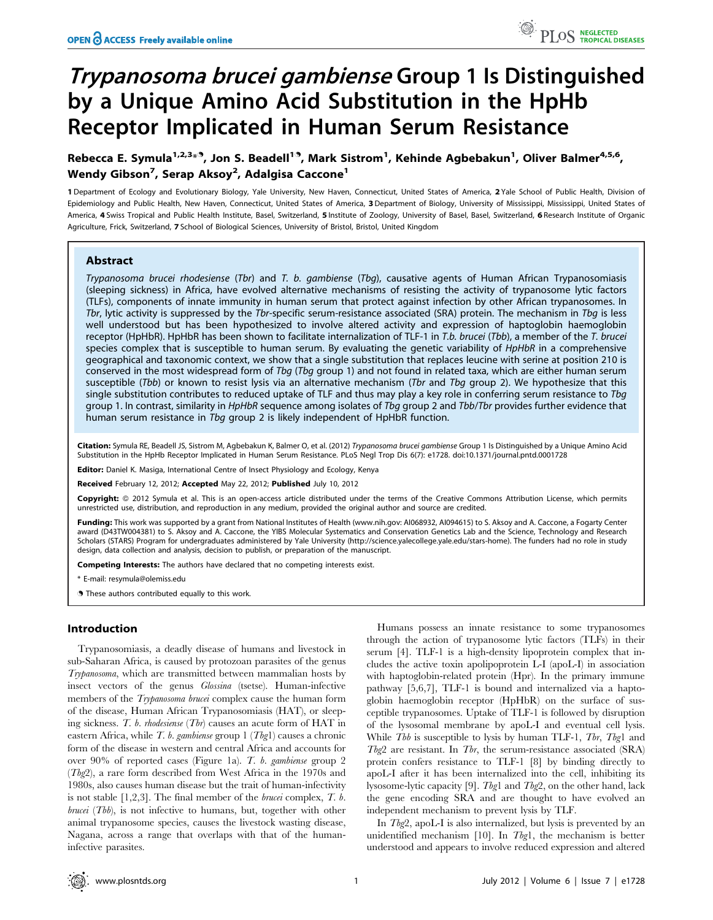# *Trypanosoma brucei gambiense* Group 1 Is Distinguished by a Unique Amino Acid Substitution in the HpHb Receptor Implicated in Human Serum Resistance

**Rebecca E. Symula[1,2,3*¶], Jon S. Beadell[1¶], Mark Sistrom[1], Kehinde Agbebakun[1], Oliver Balmer[4,5,6], Wendy Gibson[7], Serap Aksoy[2], Adalgisa Caccone[1]**

1 Department of Ecology and Evolutionary Biology, Yale University, New Haven, Connecticut, United States of America, 2 Yale School of Public Health, Division of Epidemiology and Public Health, New Haven, Connecticut, United States of America, 3 Department of Biology, University of Mississippi, Mississippi, United States of America, 4 Swiss Tropical and Public Health Institute, Basel, Switzerland, 5 Institute of Zoology, University of Basel, Basel, Switzerland, 6 Research Institute of Organic Agriculture, Frick, Switzerland, 7 School of Biological Sciences, University of Bristol, Bristol, United Kingdom

## Abstract

*Trypanosoma brucei rhodesiense* (*Tbr*) and *T. b. gambiense* (*Tbg*), causative agents of Human African Trypanosomiasis (sleeping sickness) in Africa, have evolved alternative mechanisms of resisting the activity of trypanosome lytic factors (TLFs), components of innate immunity in human serum that protect against infection by other African trypanosomes. In *Tbr*, lytic activity is suppressed by the *Tbr*-specific serum-resistance associated (SRA) protein. The mechanism in *Tbg* is less well understood but has been hypothesized to involve altered activity and expression of haptoglobin haemoglobin receptor (HpHbR). HpHbR has been shown to facilitate internalization of TLF-1 in *T.b. brucei* (*Tbb*), a member of the *T. brucei* species complex that is susceptible to human serum. By evaluating the genetic variability of *HpHbR* in a comprehensive geographical and taxonomic context, we show that a single substitution that replaces leucine with serine at position 210 is conserved in the most widespread form of *Tbg* (*Tbg* group 1) and not found in related taxa, which are either human serum susceptible (*Tbb*) or known to resist lysis via an alternative mechanism (*Tbr* and *Tbg* group 2). We hypothesize that this single substitution contributes to reduced uptake of TLF and thus may play a key role in conferring serum resistance to *Tbg* group 1. In contrast, similarity in *HpHbR* sequence among isolates of *Tbg* group 2 and *Tbb*/*Tbr* provides further evidence that human serum resistance in *Tbg* group 2 is likely independent of HpHbR function.

**Citation:** Symula RE, Beadell JS, Sistrom M, Agbebakun K, Balmer O, et al. (2012) *Trypanosoma brucei gambiense* Group 1 Is Distinguished by a Unique Amino Acid Substitution in the HpHb Receptor Implicated in Human Serum Resistance. PLoS Negl Trop Dis 6(7): e1728. doi:10.1371/journal.pntd.0001728

**Editor:** Daniel K. Masiga, International Centre of Insect Physiology and Ecology, Kenya

**Received** February 12, 2012; **Accepted** May 22, 2012; **Published** July 10, 2012

**Copyright:** © 2012 Symula et al. This is an open-access article distributed under the terms of the Creative Commons Attribution License, which permits unrestricted use, distribution, and reproduction in any medium, provided the original author and source are credited.

**Funding:** This work was supported by a grant from National Institutes of Health (www.nih.gov: AI068932, AI094615) to S. Aksoy and A. Caccone, a Fogarty Center award (D43TW004381) to S. Aksoy and A. Caccone, the YIBS Molecular Systematics and Conservation Genetics Lab and the Science, Technology and Research Scholars (STARS) Program for undergraduates administered by Yale University (http://science.yalecollege.yale.edu/stars-home). The funders had no role in study design, data collection and analysis, decision to publish, or preparation of the manuscript.

**Competing Interests:** The authors have declared that no competing interests exist.

\* E-mail: resymula@olemiss.edu

¶ These authors contributed equally to this work.

## Introduction

Trypanosomiasis, a deadly disease of humans and livestock in sub-Saharan Africa, is caused by protozoan parasites of the genus *Trypanosoma*, which are transmitted between mammalian hosts by insect vectors of the genus *Glossina* (tsetse). Human-infective members of the *Trypanosoma brucei* complex cause the human form of the disease, Human African Trypanosomiasis (HAT), or sleeping sickness. *T. b. rhodesiense* (*Tbr*) causes an acute form of HAT in eastern Africa, while *T. b. gambiense* group 1 (*Tbg*1) causes a chronic form of the disease in western and central Africa and accounts for over 90% of reported cases (Figure 1a). *T. b. gambiense* group 2 (*Tbg*2), a rare form described from West Africa in the 1970s and 1980s, also causes human disease but the trait of human-infectivity is not stable [1,2,3]. The final member of the *brucei* complex, *T. b. brucei* (*Tbb*), is not infective to humans, but, together with other animal trypanosome species, causes the livestock wasting disease, Nagana, across a range that overlaps with that of the human-infective parasites.

Humans possess an innate resistance to some trypanosomes through the action of trypanosome lytic factors (TLFs) in their serum [4]. TLF-1 is a high-density lipoprotein complex that includes the active toxin apolipoprotein L-I (apoL-I) in association with haptoglobin-related protein (Hpr). In the primary immune pathway [5,6,7], TLF-1 is bound and internalized via a haptoglobin haemoglobin receptor (HpHbR) on the surface of susceptible trypanosomes. Uptake of TLF-1 is followed by disruption of the lysosomal membrane by apoL-I and eventual cell lysis. While *Tbb* is susceptible to lysis by human TLF-1, *Tbr*, *Tbg*1 and *Tbg*2 are resistant. In *Tbr*, the serum-resistance associated (SRA) protein confers resistance to TLF-1 [8] by binding directly to apoL-I after it has been internalized into the cell, inhibiting its lysosome-lytic capacity [9]. *Tbg*1 and *Tbg*2, on the other hand, lack the gene encoding SRA and are thought to have evolved an independent mechanism to prevent lysis by TLF.

In *Tbg*2, apoL-I is also internalized, but lysis is prevented by an unidentified mechanism [10]. In *Tbg*1, the mechanism is better understood and appears to involve reduced expression and altered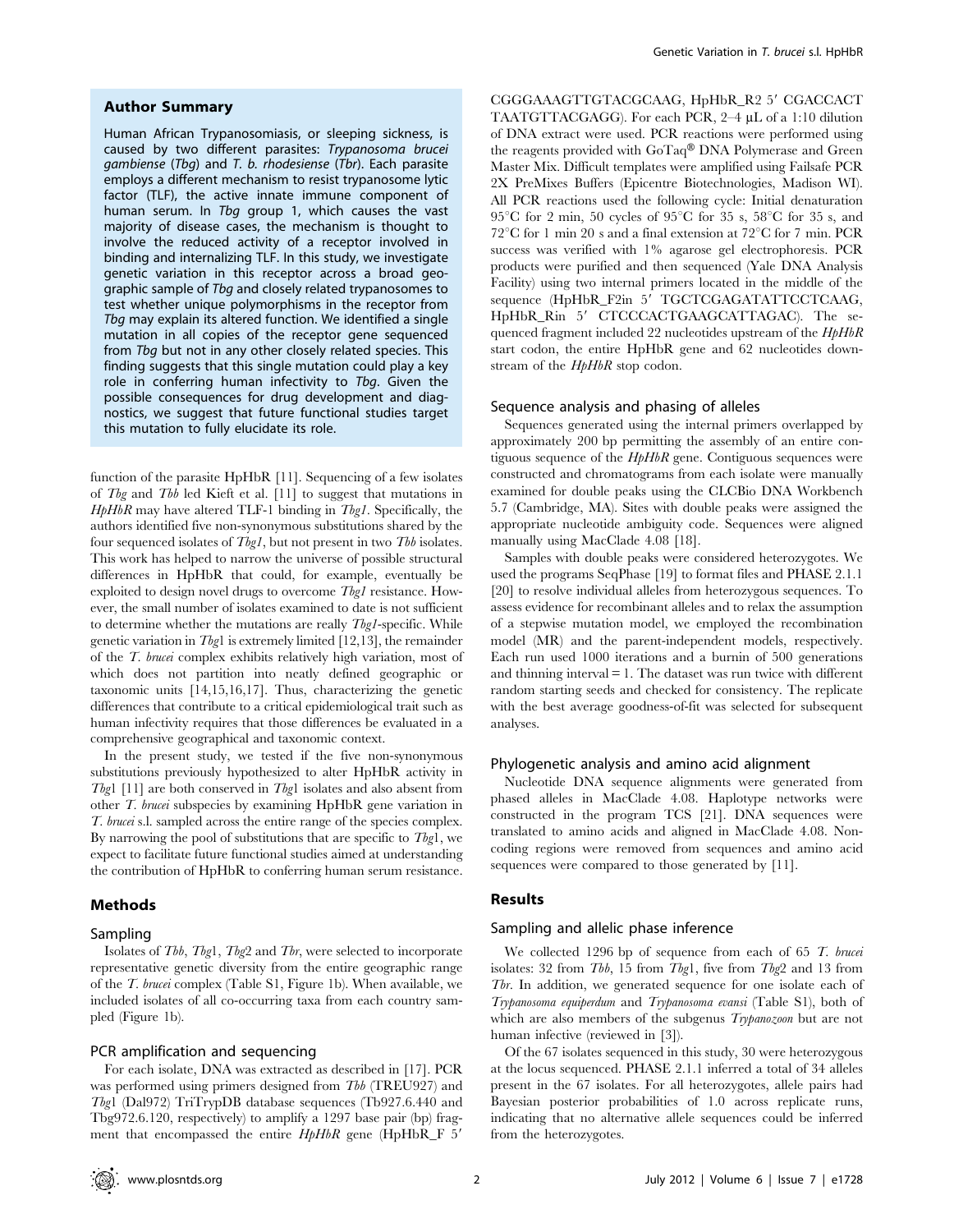## Author Summary

Human African Trypanosomiasis, or sleeping sickness, is caused by two different parasites: *Trypanosoma brucei gambiense* (*Tbg*) and *T. b. rhodesiense* (*Tbr*). Each parasite employs a different mechanism to resist trypanosome lytic factor (TLF), the active innate immune component of human serum. In *Tbg* group 1, which causes the vast majority of disease cases, the mechanism is thought to involve the reduced activity of a receptor involved in binding and internalizing TLF. In this study, we investigate genetic variation in this receptor across a broad geographic sample of *Tbg* and closely related trypanosomes to test whether unique polymorphisms in the receptor from *Tbg* may explain its altered function. We identified a single mutation in all copies of the receptor gene sequenced from *Tbg* but not in any other closely related species. This finding suggests that this single mutation could play a key role in conferring human infectivity to *Tbg*. Given the possible consequences for drug development and diagnostics, we suggest that future functional studies target this mutation to fully elucidate its role.

function of the parasite HpHbR [11]. Sequencing of a few isolates of *Tbg* and *Tbb* led Kieft et al. [11] to suggest that mutations in *HpHbR* may have altered TLF-1 binding in *Tbg1*. Specifically, the authors identified five non-synonymous substitutions shared by the four sequenced isolates of *Tbg1*, but not present in two *Tbb* isolates. This work has helped to narrow the universe of possible structural differences in HpHbR that could, for example, eventually be exploited to design novel drugs to overcome *Tbg1* resistance. However, the small number of isolates examined to date is not sufficient to determine whether the mutations are really *Tbg1*-specific. While genetic variation in *Tbg*1 is extremely limited [12,13], the remainder of the *T. brucei* complex exhibits relatively high variation, most of which does not partition into neatly defined geographic or taxonomic units [14,15,16,17]. Thus, characterizing the genetic differences that contribute to a critical epidemiological trait such as human infectivity requires that those differences be evaluated in a comprehensive geographical and taxonomic context.

In the present study, we tested if the five non-synonymous substitutions previously hypothesized to alter HpHbR activity in *Tbg*1 [11] are both conserved in *Tbg*1 isolates and also absent from other *T. brucei* subspecies by examining HpHbR gene variation in *T. brucei* s.l. sampled across the entire range of the species complex. By narrowing the pool of substitutions that are specific to *Tbg*1, we expect to facilitate future functional studies aimed at understanding the contribution of HpHbR to conferring human serum resistance.

## Methods

### Sampling

Isolates of *Tbb*, *Tbg*1, *Tbg*2 and *Tbr*, were selected to incorporate representative genetic diversity from the entire geographic range of the *T. brucei* complex (Table S1, Figure 1b). When available, we included isolates of all co-occurring taxa from each country sampled (Figure 1b).

### PCR amplification and sequencing

For each isolate, DNA was extracted as described in [17]. PCR was performed using primers designed from *Tbb* (TREU927) and *Tbg*1 (Dal972) TriTrypDB database sequences (Tb927.6.440 and Tbg972.6.120, respectively) to amplify a 1297 base pair (bp) fragment that encompassed the entire *HpHbR* gene (HpHbR_F 5′ CGGGAAAGTTGTACGCAAG, HpHbR_R2 5′ CGACCACT TAATGTTACGAGG). For each PCR, 2–4 µL of a 1:10 dilution of DNA extract were used. PCR reactions were performed using the reagents provided with GoTaq® DNA Polymerase and Green Master Mix. Difficult templates were amplified using Failsafe PCR 2X PreMixes Buffers (Epicentre Biotechnologies, Madison WI). All PCR reactions used the following cycle: Initial denaturation 95°C for 2 min, 50 cycles of 95°C for 35 s, 58°C for 35 s, and 72°C for 1 min 20 s and a final extension at 72°C for 7 min. PCR success was verified with 1% agarose gel electrophoresis. PCR products were purified and then sequenced (Yale DNA Analysis Facility) using two internal primers located in the middle of the sequence (HpHbR_F2in 5′ TGCTCGAGATATTCCTCAAG, HpHbR_Rin 5′ CTCCCACTGAAGCATTAGAC). The sequenced fragment included 22 nucleotides upstream of the *HpHbR* start codon, the entire HpHbR gene and 62 nucleotides downstream of the *HpHbR* stop codon.

### Sequence analysis and phasing of alleles

Sequences generated using the internal primers overlapped by approximately 200 bp permitting the assembly of an entire contiguous sequence of the *HpHbR* gene. Contiguous sequences were constructed and chromatograms from each isolate were manually examined for double peaks using the CLCBio DNA Workbench 5.7 (Cambridge, MA). Sites with double peaks were assigned the appropriate nucleotide ambiguity code. Sequences were aligned manually using MacClade 4.08 [18].

Samples with double peaks were considered heterozygotes. We used the programs SeqPhase [19] to format files and PHASE 2.1.1 [20] to resolve individual alleles from heterozygous sequences. To assess evidence for recombinant alleles and to relax the assumption of a stepwise mutation model, we employed the recombination model (MR) and the parent-independent models, respectively. Each run used 1000 iterations and a burnin of 500 generations and thinning interval = 1. The dataset was run twice with different random starting seeds and checked for consistency. The replicate with the best average goodness-of-fit was selected for subsequent analyses.

### Phylogenetic analysis and amino acid alignment

Nucleotide DNA sequence alignments were generated from phased alleles in MacClade 4.08. Haplotype networks were constructed in the program TCS [21]. DNA sequences were translated to amino acids and aligned in MacClade 4.08. Noncoding regions were removed from sequences and amino acid sequences were compared to those generated by [11].

## Results

### Sampling and allelic phase inference

We collected 1296 bp of sequence from each of 65 *T. brucei* isolates: 32 from *Tbb*, 15 from *Tbg*1, five from *Tbg*2 and 13 from *Tbr*. In addition, we generated sequence for one isolate each of *Trypanosoma equiperdum* and *Trypanosoma evansi* (Table S1), both of which are also members of the subgenus *Trypanozoon* but are not human infective (reviewed in [3]).

Of the 67 isolates sequenced in this study, 30 were heterozygous at the locus sequenced. PHASE 2.1.1 inferred a total of 34 alleles present in the 67 isolates. For all heterozygotes, allele pairs had Bayesian posterior probabilities of 1.0 across replicate runs, indicating that no alternative allele sequences could be inferred from the heterozygotes.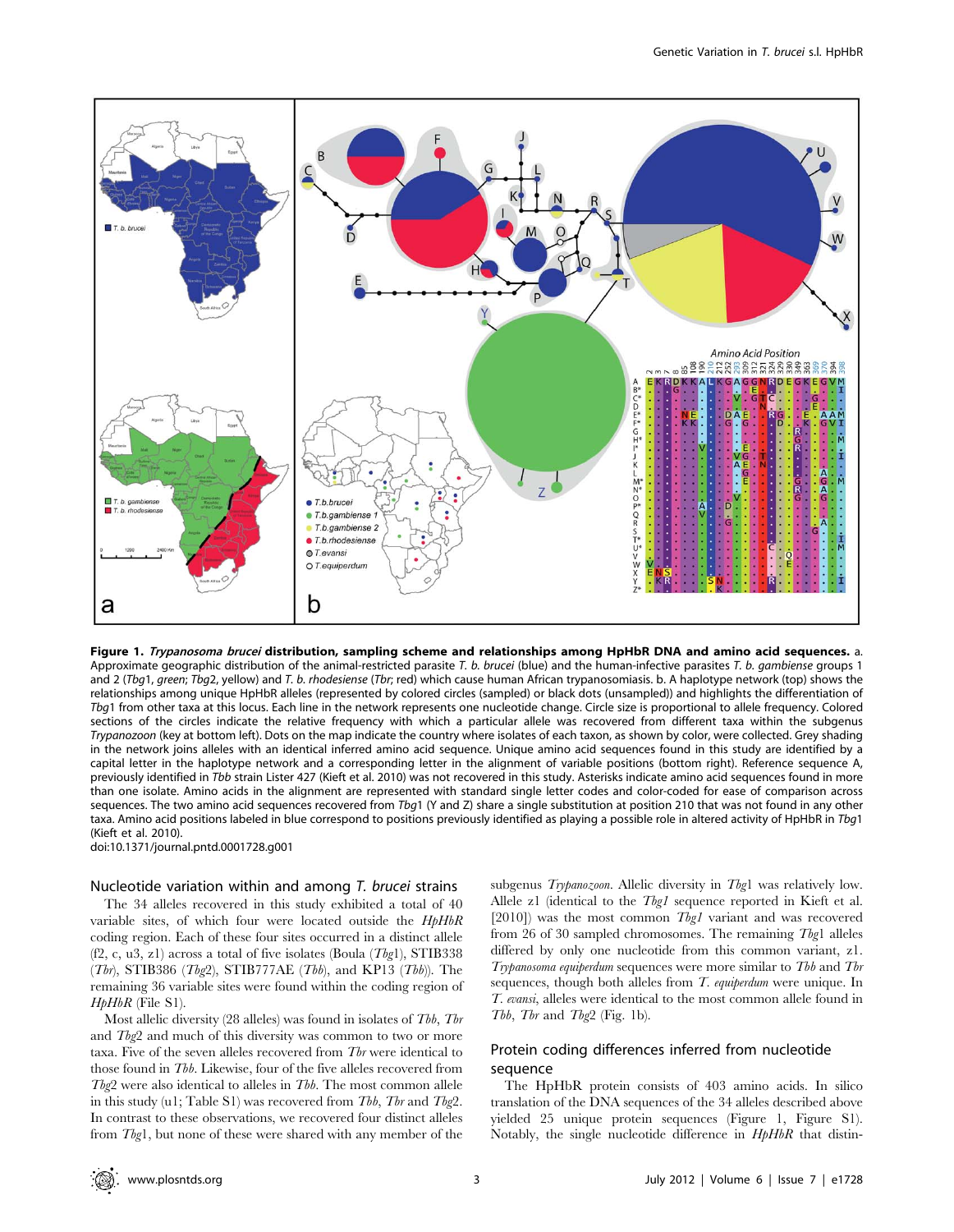**Figure 1. *Trypanosoma brucei* distribution, sampling scheme and relationships among HpHbR DNA and amino acid sequences.** a. Approximate geographic distribution of the animal-restricted parasite *T. b. brucei* (blue) and the human-infective parasites *T. b. gambiense* groups 1 and 2 (*Tbg*1, *green*; *Tbg*2, yellow) and *T. b. rhodesiense* (*Tbr*; red) which cause human African trypanosomiasis. b. A haplotype network (top) shows the relationships among unique HpHbR alleles (represented by colored circles (sampled) or black dots (unsampled)) and highlights the differentiation of *Tbg*1 from other taxa at this locus. Each line in the network represents one nucleotide change. Circle size is proportional to allele frequency. Colored sections of the circles indicate the relative frequency with which a particular allele was recovered from different taxa within the subgenus *Trypanozoon* (key at bottom left). Dots on the map indicate the country where isolates of each taxon, as shown by color, were collected. Grey shading in the network joins alleles with an identical inferred amino acid sequence. Unique amino acid sequences found in this study are identified by a capital letter in the haplotype network and a corresponding letter in the alignment of variable positions (bottom right). Reference sequence A, previously identified in *Tbb* strain Lister 427 (Kieft et al. 2010) was not recovered in this study. Asterisks indicate amino acid sequences found in more than one isolate. Amino acids in the alignment are represented with standard single letter codes and color-coded for ease of comparison across sequences. The two amino acid sequences recovered from *Tbg*1 (Y and Z) share a single substitution at position 210 that was not found in any other taxa. Amino acid positions labeled in blue correspond to positions previously identified as playing a possible role in altered activity of HpHbR in *Tbg*1 (Kieft et al. 2010).
doi:10.1371/journal.pntd.0001728.g001

## Nucleotide variation within and among *T. brucei* strains

The 34 alleles recovered in this study exhibited a total of 40 variable sites, of which four were located outside the *HpHbR* coding region. Each of these four sites occurred in a distinct allele (f2, c, u3, z1) across a total of five isolates (Boula (*Tbg*1), STIB338 (*Tbr*), STIB386 (*Tbg*2), STIB777AE (*Tbb*), and KP13 (*Tbb*)). The remaining 36 variable sites were found within the coding region of *HpHbR* (File S1).

Most allelic diversity (28 alleles) was found in isolates of *Tbb*, *Tbr* and *Tbg*2 and much of this diversity was common to two or more taxa. Five of the seven alleles recovered from *Tbr* were identical to those found in *Tbb*. Likewise, four of the five alleles recovered from *Tbg*2 were also identical to alleles in *Tbb*. The most common allele in this study (u1; Table S1) was recovered from *Tbb*, *Tbr* and *Tbg*2. In contrast to these observations, we recovered four distinct alleles from *Tbg*1, but none of these were shared with any member of the subgenus *Trypanozoon*. Allelic diversity in *Tbg*1 was relatively low. Allele z1 (identical to the *Tbg1* sequence reported in Kieft et al. [2010]) was the most common *Tbg1* variant and was recovered from 26 of 30 sampled chromosomes. The remaining *Tbg*1 alleles differed by only one nucleotide from this common variant, z1. *Trypanosoma equiperdum* sequences were more similar to *Tbb* and *Tbr* sequences, though both alleles from *T. equiperdum* were unique. In *T. evansi*, alleles were identical to the most common allele found in *Tbb*, *Tbr* and *Tbg*2 (Fig. 1b).

## Protein coding differences inferred from nucleotide sequence

The HpHbR protein consists of 403 amino acids. In silico translation of the DNA sequences of the 34 alleles described above yielded 25 unique protein sequences (Figure 1, Figure S1). Notably, the single nucleotide difference in *HpHbR* that distin-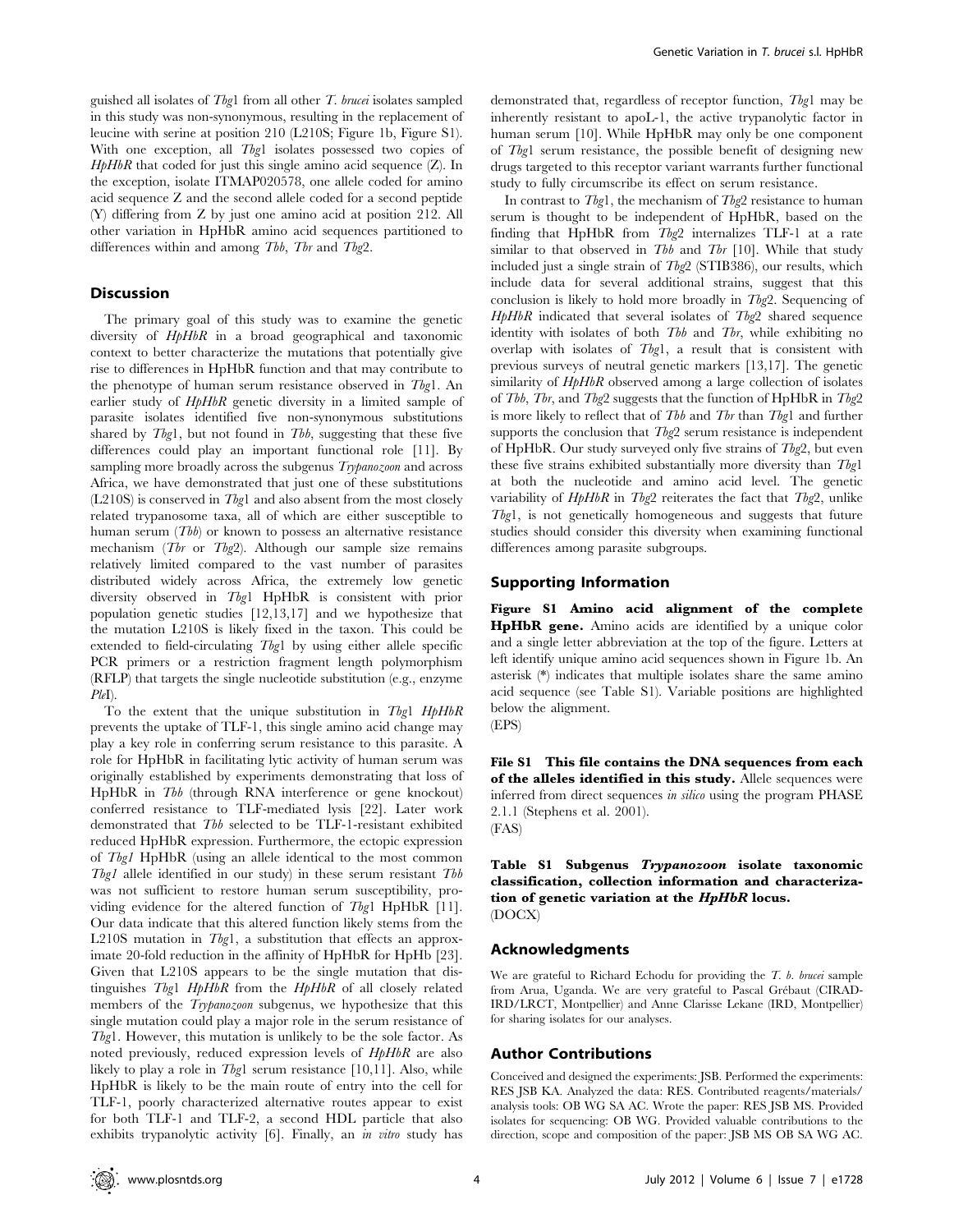guished all isolates of *Tbg*1 from all other *T. brucei* isolates sampled in this study was non-synonymous, resulting in the replacement of leucine with serine at position 210 (L210S; Figure 1b, Figure S1). With one exception, all *Tbg*1 isolates possessed two copies of *HpHbR* that coded for just this single amino acid sequence (Z). In the exception, isolate ITMAP020578, one allele coded for amino acid sequence Z and the second allele coded for a second peptide (Y) differing from Z by just one amino acid at position 212. All other variation in HpHbR amino acid sequences partitioned to differences within and among *Tbb*, *Tbr* and *Tbg*2.

## Discussion

The primary goal of this study was to examine the genetic diversity of *HpHbR* in a broad geographical and taxonomic context to better characterize the mutations that potentially give rise to differences in HpHbR function and that may contribute to the phenotype of human serum resistance observed in *Tbg*1. An earlier study of *HpHbR* genetic diversity in a limited sample of parasite isolates identified five non-synonymous substitutions shared by *Tbg*1, but not found in *Tbb*, suggesting that these five differences could play an important functional role [11]. By sampling more broadly across the subgenus *Trypanozoon* and across Africa, we have demonstrated that just one of these substitutions (L210S) is conserved in *Tbg*1 and also absent from the most closely related trypanosome taxa, all of which are either susceptible to human serum (*Tbb*) or known to possess an alternative resistance mechanism (*Tbr* or *Tbg*2). Although our sample size remains relatively limited compared to the vast number of parasites distributed widely across Africa, the extremely low genetic diversity observed in *Tbg*1 HpHbR is consistent with prior population genetic studies [12,13,17] and we hypothesize that the mutation L210S is likely fixed in the taxon. This could be extended to field-circulating *Tbg*1 by using either allele specific PCR primers or a restriction fragment length polymorphism (RFLP) that targets the single nucleotide substitution (e.g., enzyme *Ple*I).

To the extent that the unique substitution in *Tbg*1 *HpHbR* prevents the uptake of TLF-1, this single amino acid change may play a key role in conferring serum resistance to this parasite. A role for HpHbR in facilitating lytic activity of human serum was originally established by experiments demonstrating that loss of HpHbR in *Tbb* (through RNA interference or gene knockout) conferred resistance to TLF-mediated lysis [22]. Later work demonstrated that *Tbb* selected to be TLF-1-resistant exhibited reduced HpHbR expression. Furthermore, the ectopic expression of *Tbg1* HpHbR (using an allele identical to the most common *Tbg1* allele identified in our study) in these serum resistant *Tbb* was not sufficient to restore human serum susceptibility, providing evidence for the altered function of *Tbg*1 HpHbR [11]. Our data indicate that this altered function likely stems from the L210S mutation in *Tbg*1, a substitution that effects an approximate 20-fold reduction in the affinity of HpHbR for HpHb [23]. Given that L210S appears to be the single mutation that distinguishes *Tbg*1 *HpHbR* from the *HpHbR* of all closely related members of the *Trypanozoon* subgenus, we hypothesize that this single mutation could play a major role in the serum resistance of *Tbg*1. However, this mutation is unlikely to be the sole factor. As noted previously, reduced expression levels of *HpHbR* are also likely to play a role in *Tbg*1 serum resistance [10,11]. Also, while HpHbR is likely to be the main route of entry into the cell for TLF-1, poorly characterized alternative routes appear to exist for both TLF-1 and TLF-2, a second HDL particle that also exhibits trypanolytic activity [6]. Finally, an *in vitro* study has demonstrated that, regardless of receptor function, *Tbg*1 may be inherently resistant to apoL-1, the active trypanolytic factor in human serum [10]. While HpHbR may only be one component of *Tbg*1 serum resistance, the possible benefit of designing new drugs targeted to this receptor variant warrants further functional study to fully circumscribe its effect on serum resistance.

In contrast to *Tbg*1, the mechanism of *Tbg*2 resistance to human serum is thought to be independent of HpHbR, based on the finding that HpHbR from *Tbg*2 internalizes TLF-1 at a rate similar to that observed in *Tbb* and *Tbr* [10]. While that study included just a single strain of *Tbg*2 (STIB386), our results, which include data for several additional strains, suggest that this conclusion is likely to hold more broadly in *Tbg*2. Sequencing of *HpHbR* indicated that several isolates of *Tbg*2 shared sequence identity with isolates of both *Tbb* and *Tbr*, while exhibiting no overlap with isolates of *Tbg*1, a result that is consistent with previous surveys of neutral genetic markers [13,17]. The genetic similarity of *HpHbR* observed among a large collection of isolates of *Tbb*, *Tbr*, and *Tbg*2 suggests that the function of HpHbR in *Tbg*2 is more likely to reflect that of *Tbb* and *Tbr* than *Tbg*1 and further supports the conclusion that *Tbg*2 serum resistance is independent of HpHbR. Our study surveyed only five strains of *Tbg*2, but even these five strains exhibited substantially more diversity than *Tbg*1 at both the nucleotide and amino acid level. The genetic variability of *HpHbR* in *Tbg*2 reiterates the fact that *Tbg*2, unlike *Tbg*1, is not genetically homogeneous and suggests that future studies should consider this diversity when examining functional differences among parasite subgroups.

## Supporting Information

**Figure S1 Amino acid alignment of the complete HpHbR gene.** Amino acids are identified by a unique color and a single letter abbreviation at the top of the figure. Letters at left identify unique amino acid sequences shown in Figure 1b. An asterisk (*) indicates that multiple isolates share the same amino acid sequence (see Table S1). Variable positions are highlighted below the alignment.
(EPS)

**File S1 This file contains the DNA sequences from each of the alleles identified in this study.** Allele sequences were inferred from direct sequences *in silico* using the program PHASE 2.1.1 (Stephens et al. 2001).
(FAS)

**Table S1 Subgenus *Trypanozoon* isolate taxonomic classification, collection information and characterization of genetic variation at the *HpHbR* locus.**
(DOCX)

## Acknowledgments

We are grateful to Richard Echodu for providing the *T. b. brucei* sample from Arua, Uganda. We are very grateful to Pascal Grébaut (CIRAD-IRD/LRCT, Montpellier) and Anne Clarisse Lekane (IRD, Montpellier) for sharing isolates for our analyses.

## Author Contributions

Conceived and designed the experiments: JSB. Performed the experiments: RES JSB KA. Analyzed the data: RES. Contributed reagents/materials/analysis tools: OB WG SA AC. Wrote the paper: RES JSB MS. Provided isolates for sequencing: OB WG. Provided valuable contributions to the direction, scope and composition of the paper: JSB MS OB SA WG AC.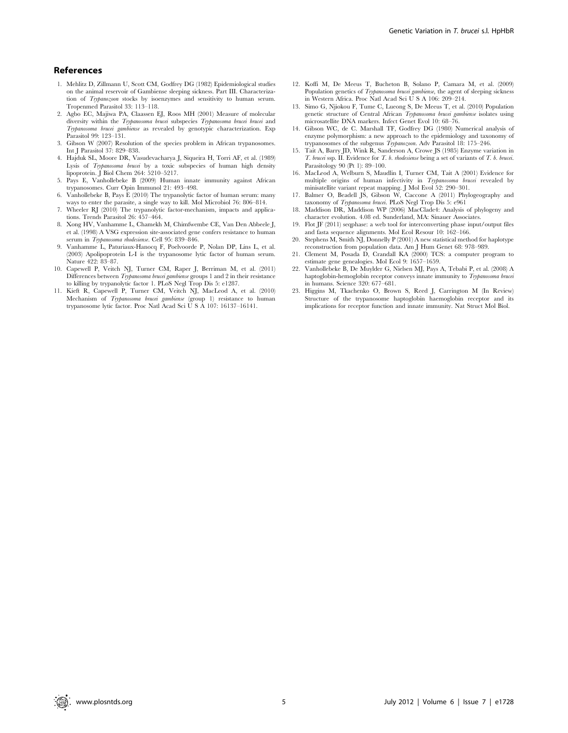## References

1. Mehlitz D, Zillmann U, Scott CM, Godfrey DG (1982) Epidemiological studies on the animal reservoir of Gambiense sleeping sickness. Part III. Characterization of *Trypanozoon* stocks by isoenzymes and sensitivity to human serum. Tropenmed Parasitol 33: 113–118.
2. Agbo EC, Majiwa PA, Claassen EJ, Roos MH (2001) Measure of molecular diversity within the *Trypanosoma brucei* subspecies *Trypanosoma brucei brucei* and *Trypanosoma brucei gambiense* as revealed by genotypic characterization. Exp Parasitol 99: 123–131.
3. Gibson W (2007) Resolution of the species problem in African trypanosomes. Int J Parasitol 37: 829–838.
4. Hajduk SL, Moore DR, Vasudevacharya J, Siqueira H, Torri AF, et al. (1989) Lysis of *Trypanosoma brucei* by a toxic subspecies of human high density lipoprotein. J Biol Chem 264: 5210–5217.
5. Pays E, Vanhollebeke B (2009) Human innate immunity against African trypanosomes. Curr Opin Immunol 21: 493–498.
6. Vanhollebeke B, Pays E (2010) The trypanolytic factor of human serum: many ways to enter the parasite, a single way to kill. Mol Microbiol 76: 806–814.
7. Wheeler RJ (2010) The trypanolytic factor-mechanism, impacts and applications. Trends Parasitol 26: 457–464.
8. Xong HV, Vanhamme L, Chamekh M, Chimfwembe CE, Van Den Abbeele J, et al. (1998) A VSG expression site-associated gene confers resistance to human serum in *Trypanosoma rhodesiense*. Cell 95: 839–846.
9. Vanhamme L, Paturiaux-Hanocq F, Poelvoorde P, Nolan DP, Lins L, et al. (2003) Apolipoprotein L-I is the trypanosome lytic factor of human serum. Nature 422: 83–87.
10. Capewell P, Veitch NJ, Turner CM, Raper J, Berriman M, et al. (2011) Differences between *Trypanosoma brucei gambiense* groups 1 and 2 in their resistance to killing by trypanolytic factor 1. PLoS Negl Trop Dis 5: e1287.
11. Kieft R, Capewell P, Turner CM, Veitch NJ, MacLeod A, et al. (2010) Mechanism of *Trypanosoma brucei gambiense* (group 1) resistance to human trypanosome lytic factor. Proc Natl Acad Sci U S A 107: 16137–16141.
12. Koffi M, De Meeus T, Bucheton B, Solano P, Camara M, et al. (2009) Population genetics of *Trypanosoma brucei gambiense*, the agent of sleeping sickness in Western Africa. Proc Natl Acad Sci U S A 106: 209–214.
13. Simo G, Njiokou F, Tume C, Lueong S, De Meeus T, et al. (2010) Population genetic structure of Central African *Trypanosoma brucei gambiense* isolates using microsatellite DNA markers. Infect Genet Evol 10: 68–76.
14. Gibson WC, de C. Marshall TF, Godfrey DG (1980) Numerical analysis of enzyme polymorphism: a new approach to the epidemiology and taxonomy of trypanosomes of the subgenus *Trypanozoon*. Adv Parasitol 18: 175–246.
15. Tait A, Barry JD, Wink R, Sanderson A, Crowe JS (1985) Enzyme variation in *T. brucei* ssp. II. Evidence for *T. b. rhodesiense* being a set of variants of *T. b. brucei*. Parasitology 90 (Pt 1): 89–100.
16. MacLeod A, Welburn S, Maudlin I, Turner CM, Tait A (2001) Evidence for multiple origins of human infectivity in *Trypanosoma brucei* revealed by minisatellite variant repeat mapping. J Mol Evol 52: 290–301.
17. Balmer O, Beadell JS, Gibson W, Caccone A (2011) Phylogeography and taxonomy of *Trypanosoma brucei*. PLoS Negl Trop Dis 5: e961
18. Maddison DR, Maddison WP (2006) MacClade4: Analysis of phylogeny and character evolution. 4.08 ed. Sunderland, MA: Sinauer Associates.
19. Flot JF (2011) seqphase: a web tool for interconverting phase input/output files and fasta sequence alignments. Mol Ecol Resour 10: 162–166.
20. Stephens M, Smith NJ, Donnelly P (2001) A new statistical method for haplotype reconstruction from population data. Am J Hum Genet 68: 978–989.
21. Clement M, Posada D, Crandall KA (2000) TCS: a computer program to estimate gene genealogies. Mol Ecol 9: 1657–1659.
22. Vanhollebeke B, De Muylder G, Nielsen MJ, Pays A, Tebabi P, et al. (2008) A haptoglobin-hemoglobin receptor conveys innate immunity to *Trypanosoma brucei* in humans. Science 320: 677–681.
23. Higgins M, Tkachenko O, Brown S, Reed J, Carrington M (In Review) Structure of the trypanosome haptoglobin haemoglobin receptor and its implications for receptor function and innate immunity. Nat Struct Mol Biol.